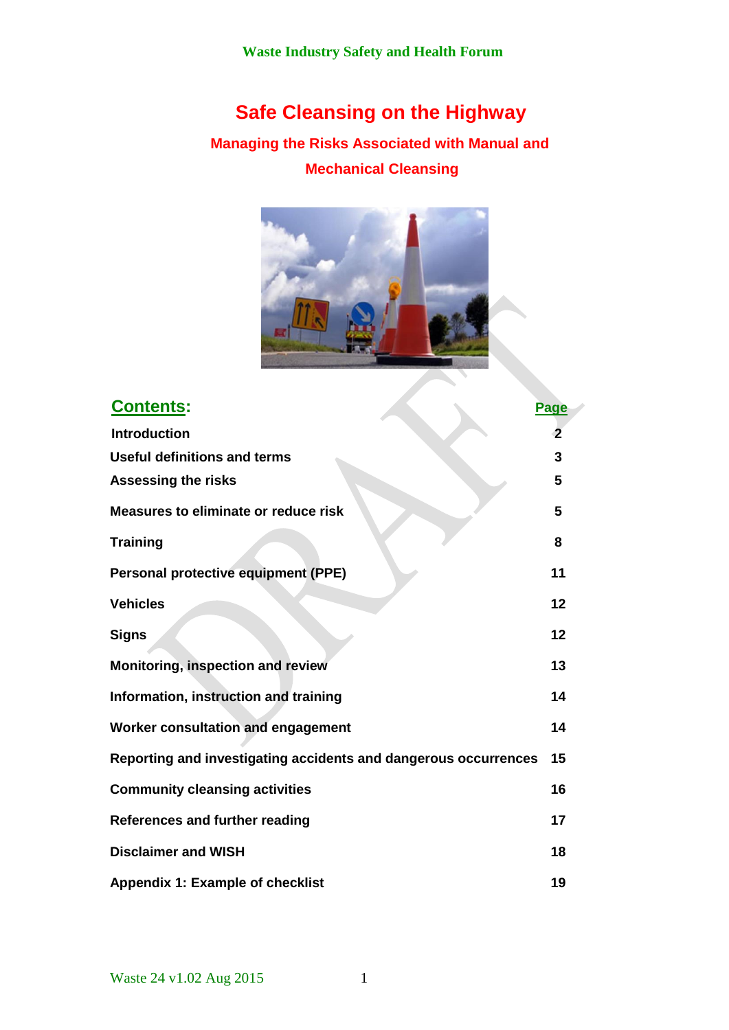Waste Industry Safety and Health Forum

# Safe Cleansing on the Highway

## Managing the Risks Associated with Manual and Mechanical Cleansing

## Contents:

| | Page |
|---|---|
| Introduction | 2 |
| Useful definitions and terms | 3 |
| Assessing the risks | 5 |
| Measures to eliminate or reduce risk | 5 |
| Training | 8 |
| Personal protective equipment (PPE) | 11 |
| Vehicles | 12 |
| Signs | 12 |
| Monitoring, inspection and review | 13 |
| Information, instruction and training | 14 |
| Worker consultation and engagement | 14 |
| Reporting and investigating accidents and dangerous occurrences | 15 |
| Community cleansing activities | 16 |
| References and further reading | 17 |
| Disclaimer and WISH | 18 |
| Appendix 1: Example of checklist | 19 |

Waste 24 v1.02 Aug 2015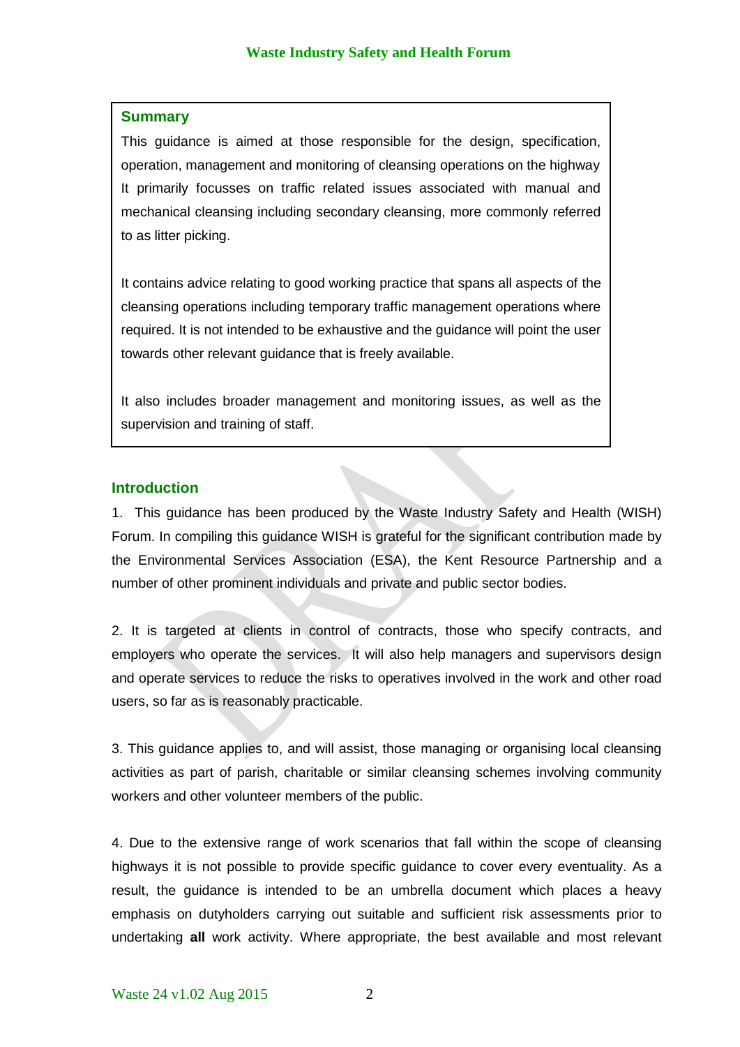## Summary

This guidance is aimed at those responsible for the design, specification, operation, management and monitoring of cleansing operations on the highway It primarily focusses on traffic related issues associated with manual and mechanical cleansing including secondary cleansing, more commonly referred to as litter picking.

It contains advice relating to good working practice that spans all aspects of the cleansing operations including temporary traffic management operations where required. It is not intended to be exhaustive and the guidance will point the user towards other relevant guidance that is freely available.

It also includes broader management and monitoring issues, as well as the supervision and training of staff.

## Introduction

1. This guidance has been produced by the Waste Industry Safety and Health (WISH) Forum. In compiling this guidance WISH is grateful for the significant contribution made by the Environmental Services Association (ESA), the Kent Resource Partnership and a number of other prominent individuals and private and public sector bodies.

2. It is targeted at clients in control of contracts, those who specify contracts, and employers who operate the services. It will also help managers and supervisors design and operate services to reduce the risks to operatives involved in the work and other road users, so far as is reasonably practicable.

3. This guidance applies to, and will assist, those managing or organising local cleansing activities as part of parish, charitable or similar cleansing schemes involving community workers and other volunteer members of the public.

4. Due to the extensive range of work scenarios that fall within the scope of cleansing highways it is not possible to provide specific guidance to cover every eventuality. As a result, the guidance is intended to be an umbrella document which places a heavy emphasis on dutyholders carrying out suitable and sufficient risk assessments prior to undertaking **all** work activity. Where appropriate, the best available and most relevant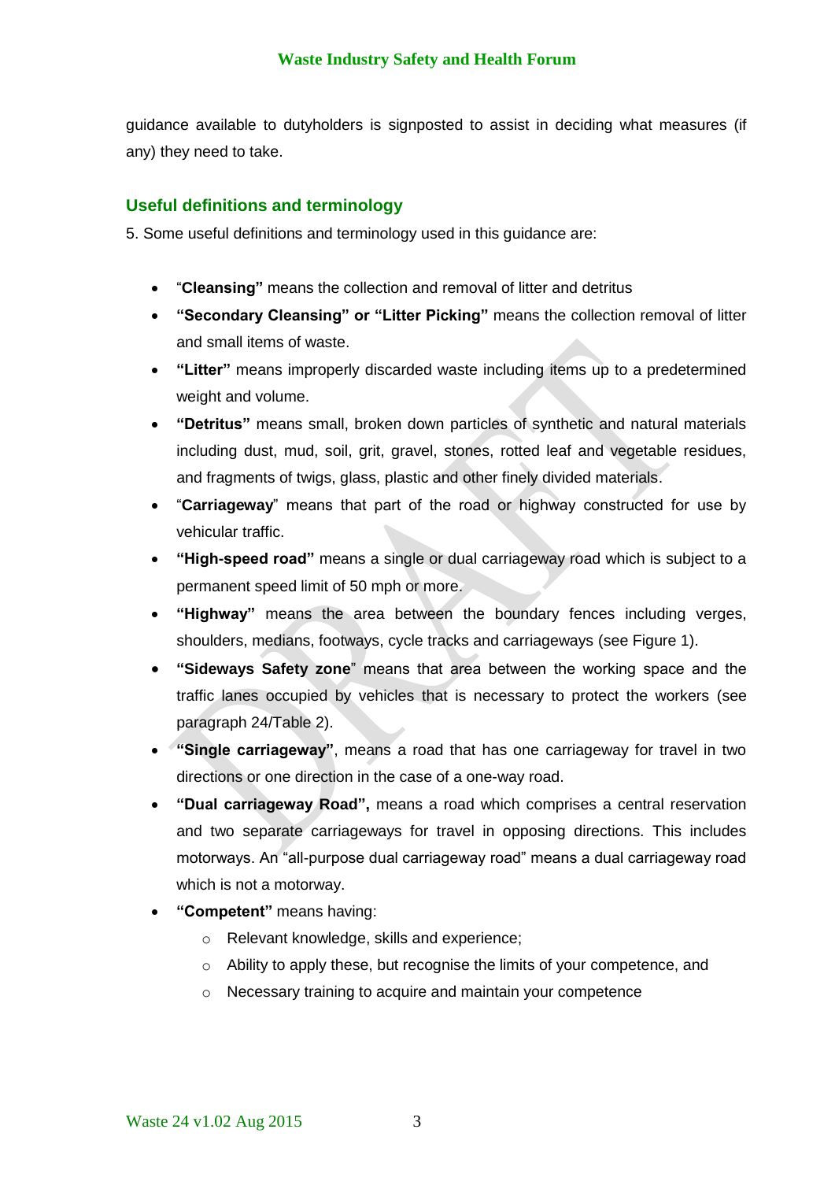guidance available to dutyholders is signposted to assist in deciding what measures (if any) they need to take.

## Useful definitions and terminology

5. Some useful definitions and terminology used in this guidance are:

- "**Cleansing"** means the collection and removal of litter and detritus
- **"Secondary Cleansing" or "Litter Picking"** means the collection removal of litter and small items of waste.
- **"Litter"** means improperly discarded waste including items up to a predetermined weight and volume.
- **"Detritus"** means small, broken down particles of synthetic and natural materials including dust, mud, soil, grit, gravel, stones, rotted leaf and vegetable residues, and fragments of twigs, glass, plastic and other finely divided materials.
- "**Carriageway**" means that part of the road or highway constructed for use by vehicular traffic.
- **"High-speed road"** means a single or dual carriageway road which is subject to a permanent speed limit of 50 mph or more.
- **"Highway"** means the area between the boundary fences including verges, shoulders, medians, footways, cycle tracks and carriageways (see Figure 1).
- **"Sideways Safety zone**" means that area between the working space and the traffic lanes occupied by vehicles that is necessary to protect the workers (see paragraph 24/Table 2).
- **"Single carriageway"**, means a road that has one carriageway for travel in two directions or one direction in the case of a one-way road.
- **"Dual carriageway Road",** means a road which comprises a central reservation and two separate carriageways for travel in opposing directions. This includes motorways. An "all-purpose dual carriageway road" means a dual carriageway road which is not a motorway.
- **"Competent"** means having:
  - Relevant knowledge, skills and experience;
  - Ability to apply these, but recognise the limits of your competence, and
  - Necessary training to acquire and maintain your competence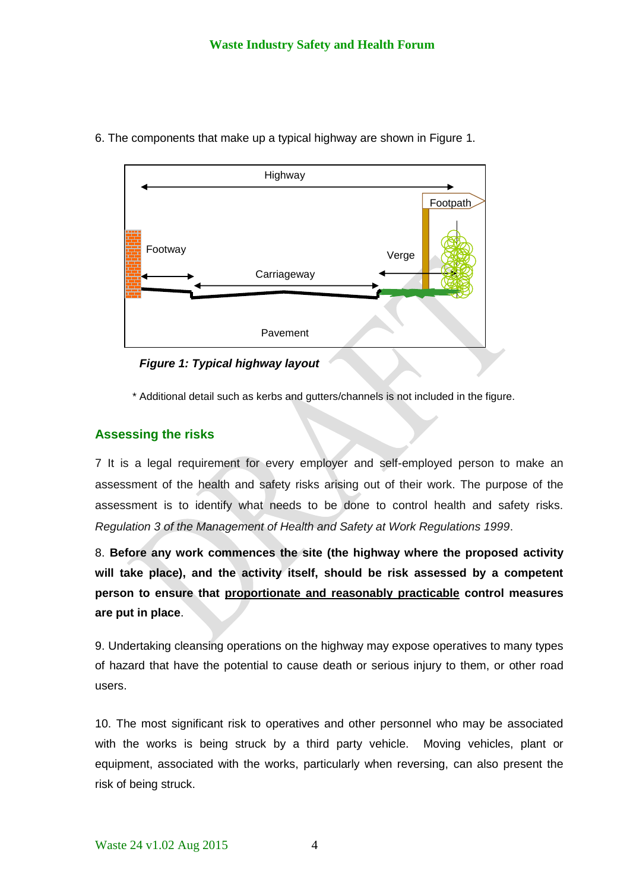6. The components that make up a typical highway are shown in Figure 1.

Highway

Footpath

Footway

Verge

Carriageway

Pavement

***Figure 1: Typical highway layout***

\* Additional detail such as kerbs and gutters/channels is not included in the figure.

## Assessing the risks

7 It is a legal requirement for every employer and self-employed person to make an assessment of the health and safety risks arising out of their work. The purpose of the assessment is to identify what needs to be done to control health and safety risks. *Regulation 3 of the Management of Health and Safety at Work Regulations 1999*.

8. **Before any work commences the site (the highway where the proposed activity will take place), and the activity itself, should be risk assessed by a competent person to ensure that <u>proportionate and reasonably practicable</u> control measures are put in place**.

9. Undertaking cleansing operations on the highway may expose operatives to many types of hazard that have the potential to cause death or serious injury to them, or other road users.

10. The most significant risk to operatives and other personnel who may be associated with the works is being struck by a third party vehicle. Moving vehicles, plant or equipment, associated with the works, particularly when reversing, can also present the risk of being struck.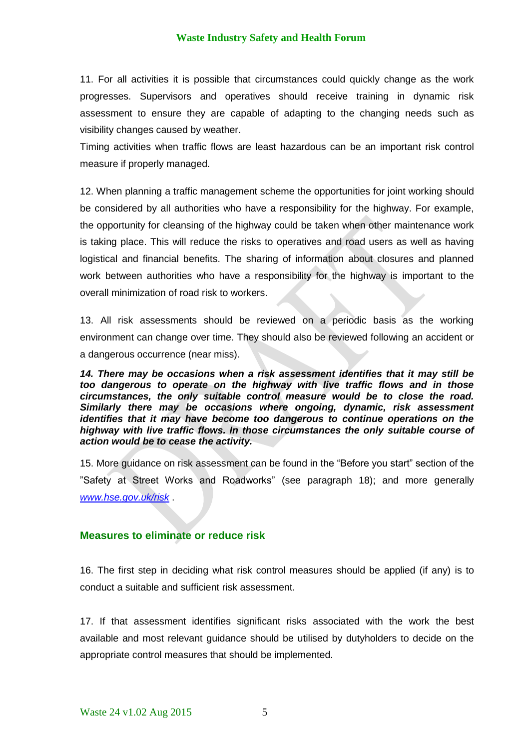11. For all activities it is possible that circumstances could quickly change as the work progresses. Supervisors and operatives should receive training in dynamic risk assessment to ensure they are capable of adapting to the changing needs such as visibility changes caused by weather.

Timing activities when traffic flows are least hazardous can be an important risk control measure if properly managed.

12. When planning a traffic management scheme the opportunities for joint working should be considered by all authorities who have a responsibility for the highway. For example, the opportunity for cleansing of the highway could be taken when other maintenance work is taking place. This will reduce the risks to operatives and road users as well as having logistical and financial benefits. The sharing of information about closures and planned work between authorities who have a responsibility for the highway is important to the overall minimization of road risk to workers.

13. All risk assessments should be reviewed on a periodic basis as the working environment can change over time. They should also be reviewed following an accident or a dangerous occurrence (near miss).

***14. There may be occasions when a risk assessment identifies that it may still be too dangerous to operate on the highway with live traffic flows and in those circumstances, the only suitable control measure would be to close the road. Similarly there may be occasions where ongoing, dynamic, risk assessment identifies that it may have become too dangerous to continue operations on the highway with live traffic flows. In those circumstances the only suitable course of action would be to cease the activity.***

15. More guidance on risk assessment can be found in the "Before you start" section of the "Safety at Street Works and Roadworks" (see paragraph 18); and more generally *www.hse.gov.uk/risk* .

## Measures to eliminate or reduce risk

16. The first step in deciding what risk control measures should be applied (if any) is to conduct a suitable and sufficient risk assessment.

17. If that assessment identifies significant risks associated with the work the best available and most relevant guidance should be utilised by dutyholders to decide on the appropriate control measures that should be implemented.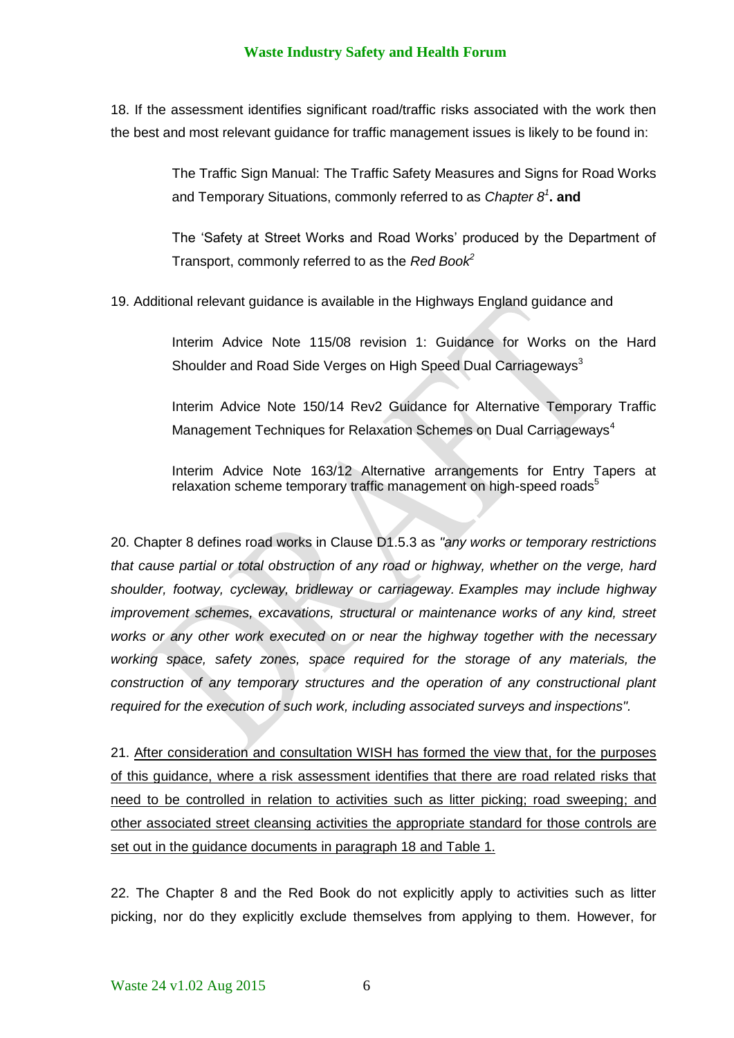18. If the assessment identifies significant road/traffic risks associated with the work then the best and most relevant guidance for traffic management issues is likely to be found in:

> The Traffic Sign Manual: The Traffic Safety Measures and Signs for Road Works and Temporary Situations, commonly referred to as *Chapter 8*[1]**. and**
>
> The 'Safety at Street Works and Road Works' produced by the Department of Transport, commonly referred to as the *Red Book*[2]

19. Additional relevant guidance is available in the Highways England guidance and

> Interim Advice Note 115/08 revision 1: Guidance for Works on the Hard Shoulder and Road Side Verges on High Speed Dual Carriageways[3]
>
> Interim Advice Note 150/14 Rev2 Guidance for Alternative Temporary Traffic Management Techniques for Relaxation Schemes on Dual Carriageways[4]
>
> Interim Advice Note 163/12 Alternative arrangements for Entry Tapers at relaxation scheme temporary traffic management on high-speed roads[5]

20. Chapter 8 defines road works in Clause D1.5.3 as *"any works or temporary restrictions that cause partial or total obstruction of any road or highway, whether on the verge, hard shoulder, footway, cycleway, bridleway or carriageway. Examples may include highway improvement schemes, excavations, structural or maintenance works of any kind, street works or any other work executed on or near the highway together with the necessary working space, safety zones, space required for the storage of any materials, the construction of any temporary structures and the operation of any constructional plant required for the execution of such work, including associated surveys and inspections"*.

21. <u>After consideration and consultation WISH has formed the view that, for the purposes of this guidance, where a risk assessment identifies that there are road related risks that need to be controlled in relation to activities such as litter picking; road sweeping; and other associated street cleansing activities the appropriate standard for those controls are set out in the guidance documents in paragraph 18 and Table 1.</u>

22. The Chapter 8 and the Red Book do not explicitly apply to activities such as litter picking, nor do they explicitly exclude themselves from applying to them. However, for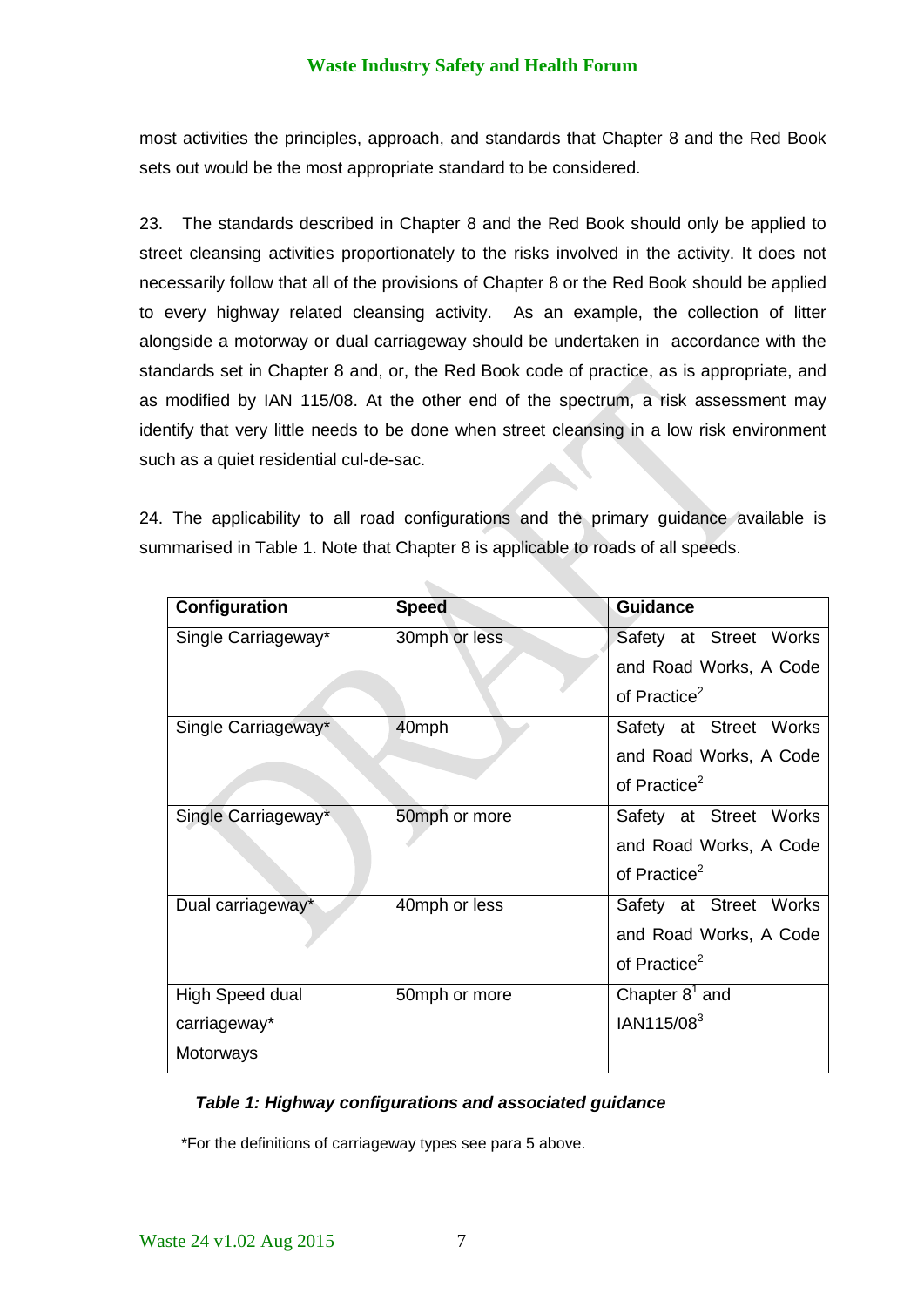most activities the principles, approach, and standards that Chapter 8 and the Red Book sets out would be the most appropriate standard to be considered.

23. The standards described in Chapter 8 and the Red Book should only be applied to street cleansing activities proportionately to the risks involved in the activity. It does not necessarily follow that all of the provisions of Chapter 8 or the Red Book should be applied to every highway related cleansing activity. As an example, the collection of litter alongside a motorway or dual carriageway should be undertaken in accordance with the standards set in Chapter 8 and, or, the Red Book code of practice, as is appropriate, and as modified by IAN 115/08. At the other end of the spectrum, a risk assessment may identify that very little needs to be done when street cleansing in a low risk environment such as a quiet residential cul-de-sac.

24. The applicability to all road configurations and the primary guidance available is summarised in Table 1. Note that Chapter 8 is applicable to roads of all speeds.

| Configuration | Speed | Guidance |
|---|---|---|
| Single Carriageway* | 30mph or less | Safety at Street Works and Road Works, A Code of Practice[2] |
| Single Carriageway* | 40mph | Safety at Street Works and Road Works, A Code of Practice[2] |
| Single Carriageway* | 50mph or more | Safety at Street Works and Road Works, A Code of Practice[2] |
| Dual carriageway* | 40mph or less | Safety at Street Works and Road Works, A Code of Practice[2] |
| High Speed dual carriageway* Motorways | 50mph or more | Chapter 8[1] and IAN115/08[3] |

***Table 1: Highway configurations and associated guidance***

*For the definitions of carriageway types see para 5 above.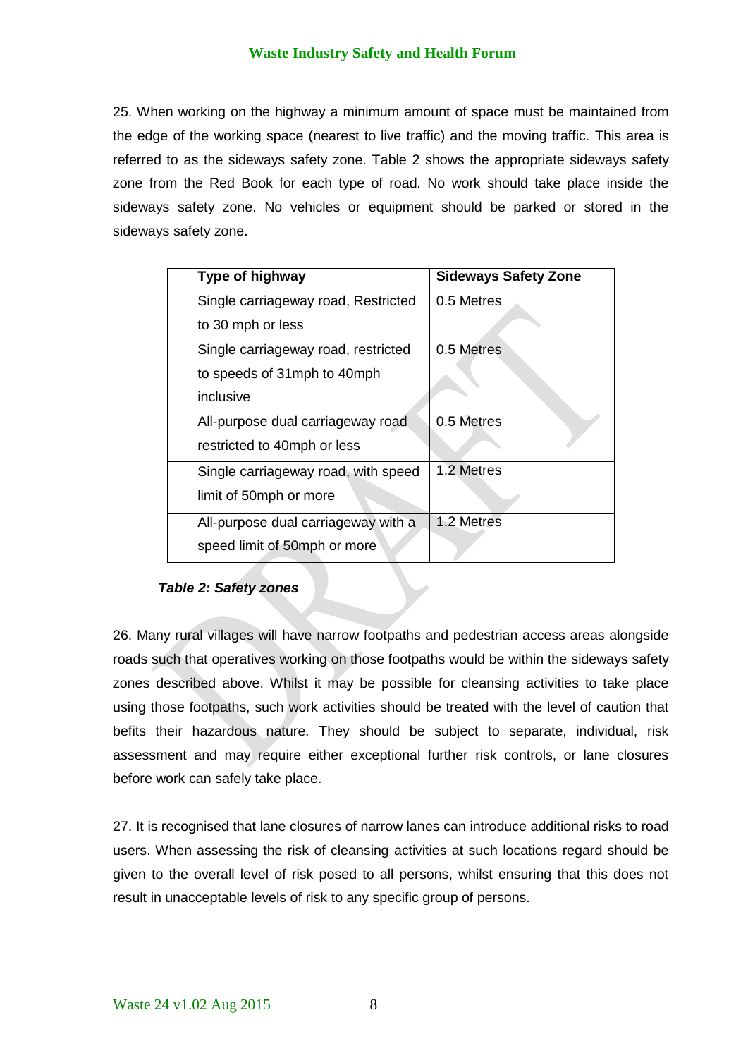25. When working on the highway a minimum amount of space must be maintained from the edge of the working space (nearest to live traffic) and the moving traffic. This area is referred to as the sideways safety zone. Table 2 shows the appropriate sideways safety zone from the Red Book for each type of road. No work should take place inside the sideways safety zone. No vehicles or equipment should be parked or stored in the sideways safety zone.

| Type of highway | Sideways Safety Zone |
|---|---|
| Single carriageway road, Restricted to 30 mph or less | 0.5 Metres |
| Single carriageway road, restricted to speeds of 31mph to 40mph inclusive | 0.5 Metres |
| All-purpose dual carriageway road restricted to 40mph or less | 0.5 Metres |
| Single carriageway road, with speed limit of 50mph or more | 1.2 Metres |
| All-purpose dual carriageway with a speed limit of 50mph or more | 1.2 Metres |

***Table 2: Safety zones***

26. Many rural villages will have narrow footpaths and pedestrian access areas alongside roads such that operatives working on those footpaths would be within the sideways safety zones described above. Whilst it may be possible for cleansing activities to take place using those footpaths, such work activities should be treated with the level of caution that befits their hazardous nature. They should be subject to separate, individual, risk assessment and may require either exceptional further risk controls, or lane closures before work can safely take place.

27. It is recognised that lane closures of narrow lanes can introduce additional risks to road users. When assessing the risk of cleansing activities at such locations regard should be given to the overall level of risk posed to all persons, whilst ensuring that this does not result in unacceptable levels of risk to any specific group of persons.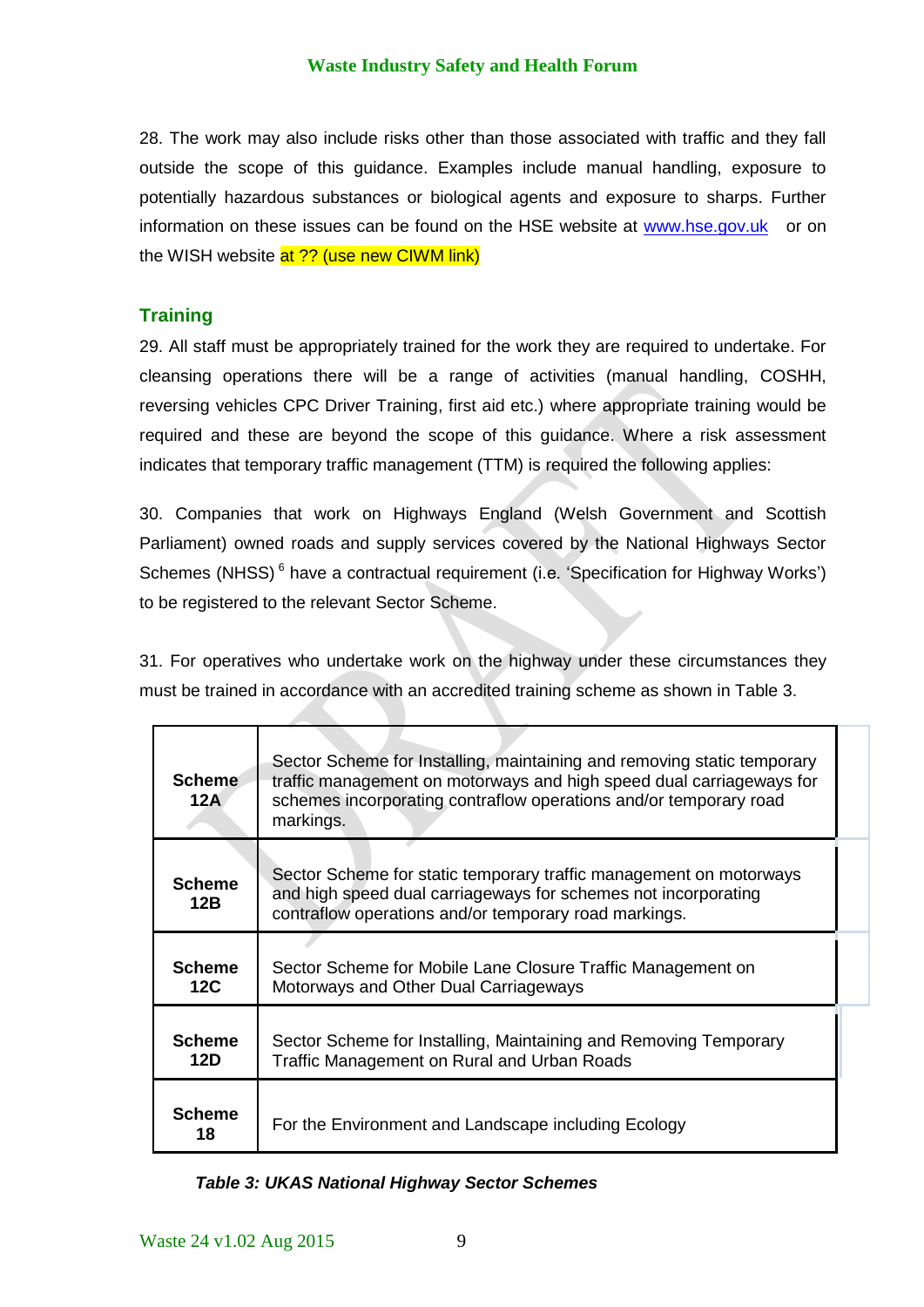28. The work may also include risks other than those associated with traffic and they fall outside the scope of this guidance. Examples include manual handling, exposure to potentially hazardous substances or biological agents and exposure to sharps. Further information on these issues can be found on the HSE website at www.hse.gov.uk or on the WISH website at ?? (use new CIWM link)

## Training

29. All staff must be appropriately trained for the work they are required to undertake. For cleansing operations there will be a range of activities (manual handling, COSHH, reversing vehicles CPC Driver Training, first aid etc.) where appropriate training would be required and these are beyond the scope of this guidance. Where a risk assessment indicates that temporary traffic management (TTM) is required the following applies:

30. Companies that work on Highways England (Welsh Government and Scottish Parliament) owned roads and supply services covered by the National Highways Sector Schemes (NHSS) [6] have a contractual requirement (i.e. 'Specification for Highway Works') to be registered to the relevant Sector Scheme.

31. For operatives who undertake work on the highway under these circumstances they must be trained in accordance with an accredited training scheme as shown in Table 3.

| | |
|---|---|
| **Scheme 12A** | Sector Scheme for Installing, maintaining and removing static temporary traffic management on motorways and high speed dual carriageways for schemes incorporating contraflow operations and/or temporary road markings. |
| **Scheme 12B** | Sector Scheme for static temporary traffic management on motorways and high speed dual carriageways for schemes not incorporating contraflow operations and/or temporary road markings. |
| **Scheme 12C** | Sector Scheme for Mobile Lane Closure Traffic Management on Motorways and Other Dual Carriageways |
| **Scheme 12D** | Sector Scheme for Installing, Maintaining and Removing Temporary Traffic Management on Rural and Urban Roads |
| **Scheme 18** | For the Environment and Landscape including Ecology |

***Table 3: UKAS National Highway Sector Schemes***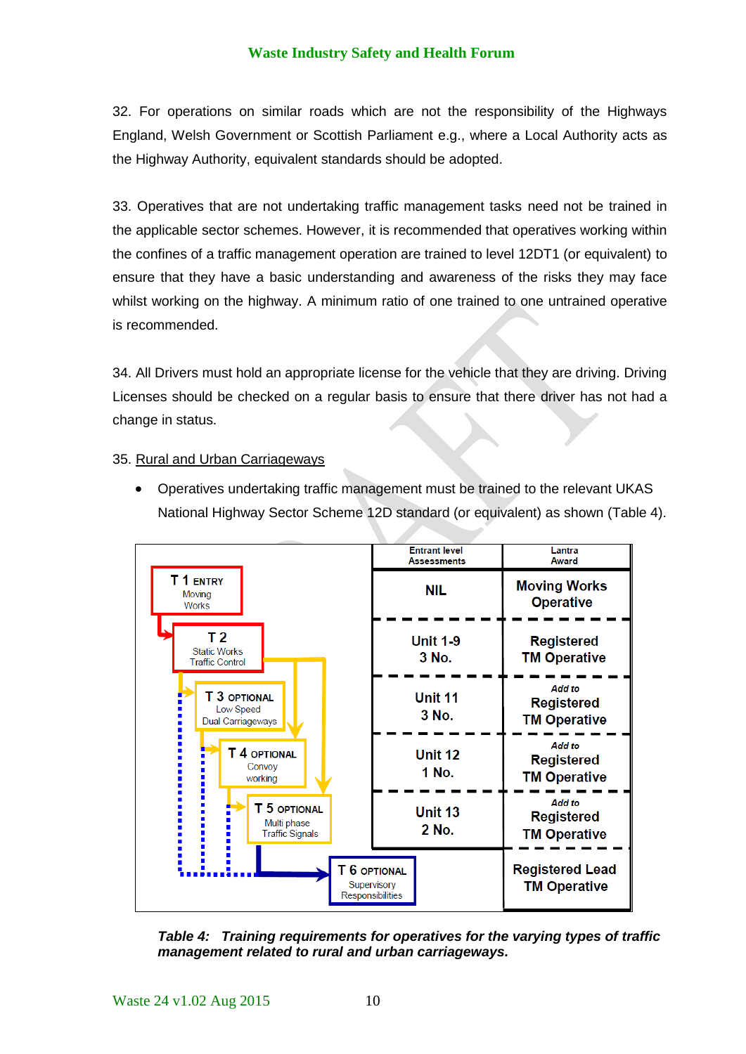32. For operations on similar roads which are not the responsibility of the Highways England, Welsh Government or Scottish Parliament e.g., where a Local Authority acts as the Highway Authority, equivalent standards should be adopted.

33. Operatives that are not undertaking traffic management tasks need not be trained in the applicable sector schemes. However, it is recommended that operatives working within the confines of a traffic management operation are trained to level 12DT1 (or equivalent) to ensure that they have a basic understanding and awareness of the risks they may face whilst working on the highway. A minimum ratio of one trained to one untrained operative is recommended.

34. All Drivers must hold an appropriate license for the vehicle that they are driving. Driving Licenses should be checked on a regular basis to ensure that there driver has not had a change in status.

35. <u>Rural and Urban Carriageways</u>

- Operatives undertaking traffic management must be trained to the relevant UKAS National Highway Sector Scheme 12D standard (or equivalent) as shown (Table 4).

| Level | Entrant level Assessments | Lantra Award |
|---|---|---|
| T 1 ENTRY – Moving Works | NIL | Moving Works Operative |
| T 2 – Static Works Traffic Control | Unit 1-9 3 No. | Registered TM Operative |
| T 3 OPTIONAL – Low Speed Dual Carriageways | Unit 11 3 No. | *Add to* Registered TM Operative |
| T 4 OPTIONAL – Convoy working | Unit 12 1 No. | *Add to* Registered TM Operative |
| T 5 OPTIONAL – Multi phase Traffic Signals | Unit 13 2 No. | *Add to* Registered TM Operative |
| T 6 OPTIONAL – Supervisory Responsibilities | | Registered Lead TM Operative |

***Table 4: Training requirements for operatives for the varying types of traffic management related to rural and urban carriageways.***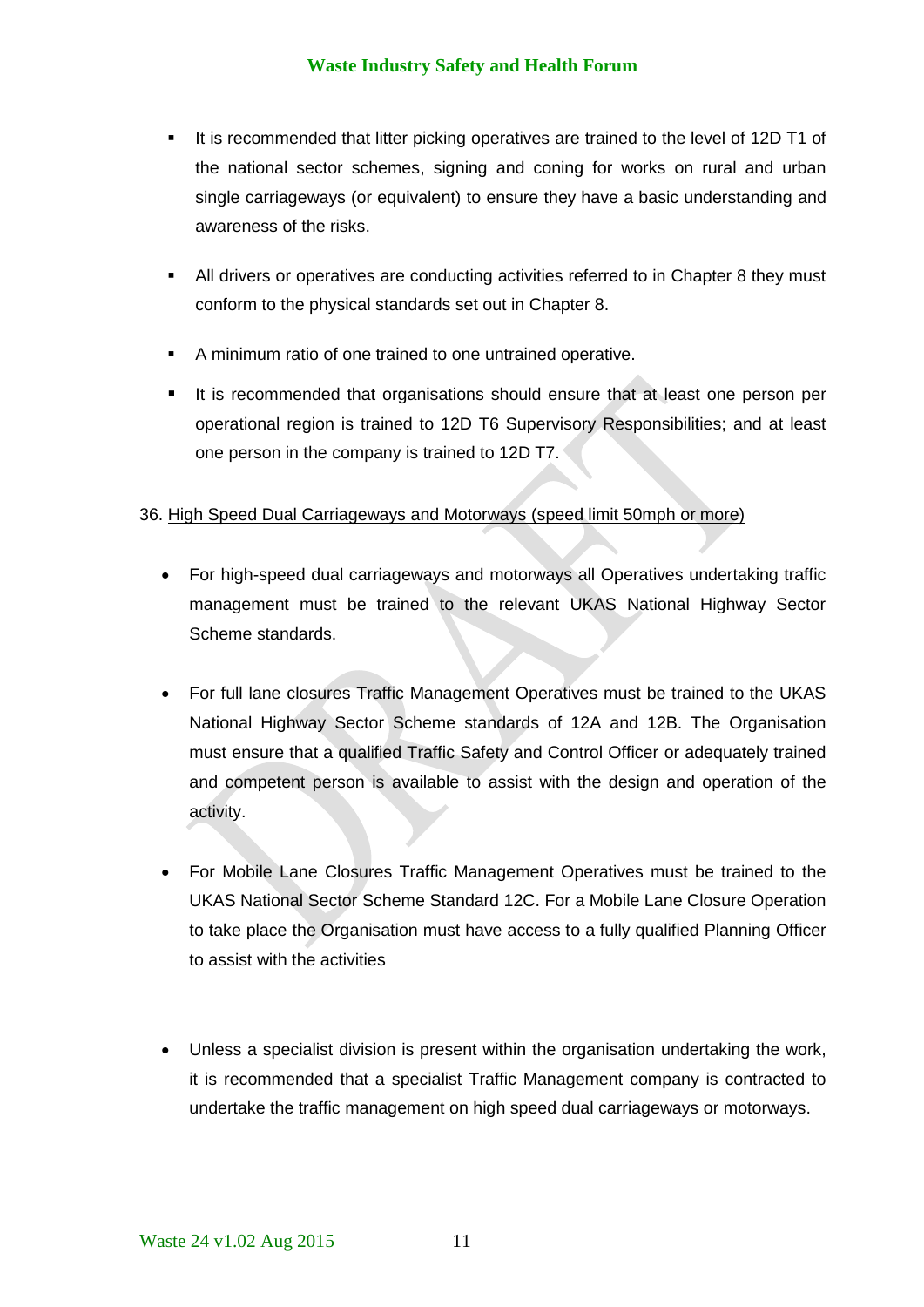- It is recommended that litter picking operatives are trained to the level of 12D T1 of the national sector schemes, signing and coning for works on rural and urban single carriageways (or equivalent) to ensure they have a basic understanding and awareness of the risks.

- All drivers or operatives are conducting activities referred to in Chapter 8 they must conform to the physical standards set out in Chapter 8.

- A minimum ratio of one trained to one untrained operative.

- It is recommended that organisations should ensure that at least one person per operational region is trained to 12D T6 Supervisory Responsibilities; and at least one person in the company is trained to 12D T7.

36. High Speed Dual Carriageways and Motorways (speed limit 50mph or more)

- For high-speed dual carriageways and motorways all Operatives undertaking traffic management must be trained to the relevant UKAS National Highway Sector Scheme standards.

- For full lane closures Traffic Management Operatives must be trained to the UKAS National Highway Sector Scheme standards of 12A and 12B. The Organisation must ensure that a qualified Traffic Safety and Control Officer or adequately trained and competent person is available to assist with the design and operation of the activity.

- For Mobile Lane Closures Traffic Management Operatives must be trained to the UKAS National Sector Scheme Standard 12C. For a Mobile Lane Closure Operation to take place the Organisation must have access to a fully qualified Planning Officer to assist with the activities

- Unless a specialist division is present within the organisation undertaking the work, it is recommended that a specialist Traffic Management company is contracted to undertake the traffic management on high speed dual carriageways or motorways.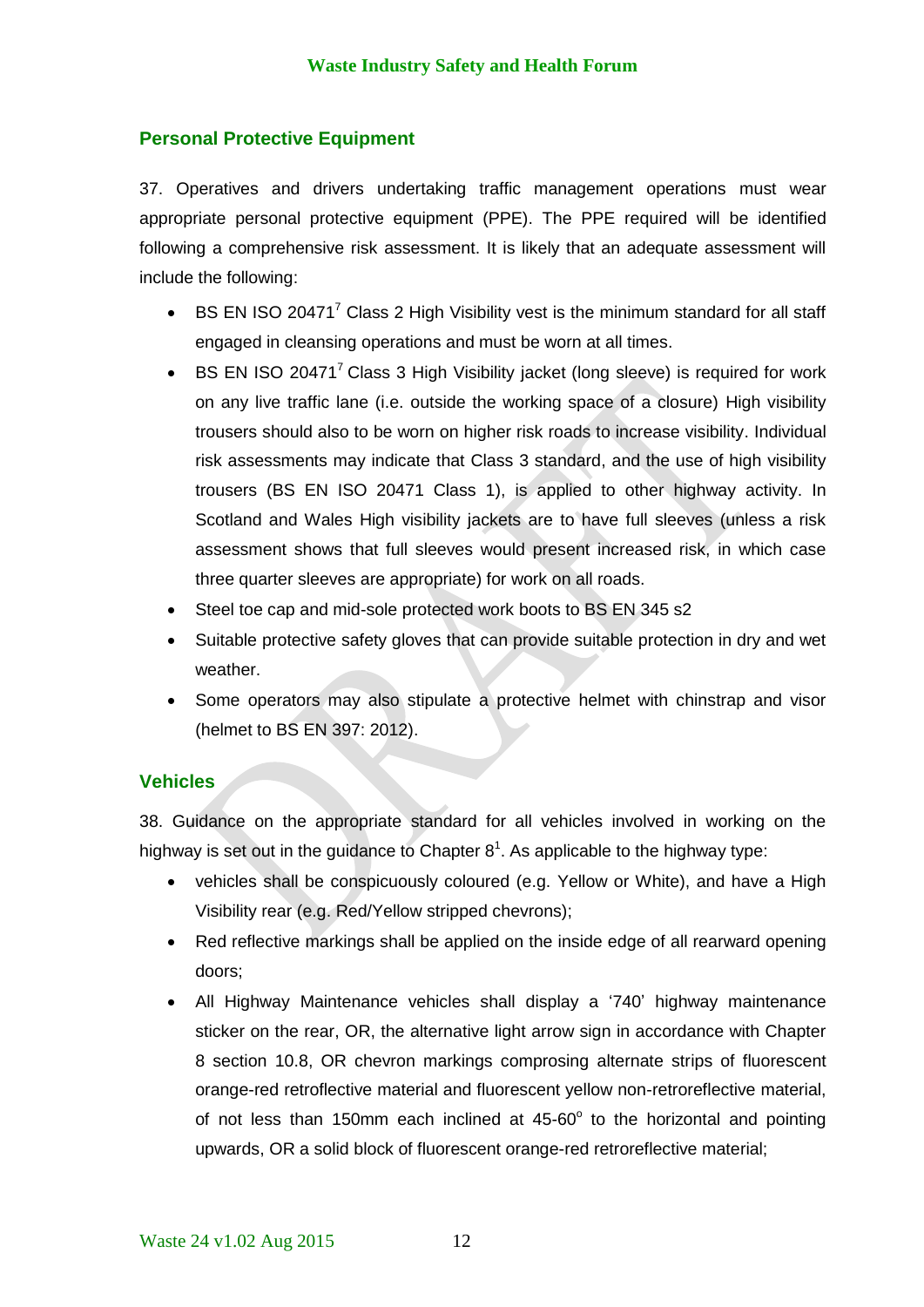## Personal Protective Equipment

37. Operatives and drivers undertaking traffic management operations must wear appropriate personal protective equipment (PPE). The PPE required will be identified following a comprehensive risk assessment. It is likely that an adequate assessment will include the following:

- BS EN ISO 20471[7] Class 2 High Visibility vest is the minimum standard for all staff engaged in cleansing operations and must be worn at all times.
- BS EN ISO 20471[7] Class 3 High Visibility jacket (long sleeve) is required for work on any live traffic lane (i.e. outside the working space of a closure) High visibility trousers should also to be worn on higher risk roads to increase visibility. Individual risk assessments may indicate that Class 3 standard, and the use of high visibility trousers (BS EN ISO 20471 Class 1), is applied to other highway activity. In Scotland and Wales High visibility jackets are to have full sleeves (unless a risk assessment shows that full sleeves would present increased risk, in which case three quarter sleeves are appropriate) for work on all roads.
- Steel toe cap and mid-sole protected work boots to BS EN 345 s2
- Suitable protective safety gloves that can provide suitable protection in dry and wet weather.
- Some operators may also stipulate a protective helmet with chinstrap and visor (helmet to BS EN 397: 2012).

## Vehicles

38. Guidance on the appropriate standard for all vehicles involved in working on the highway is set out in the guidance to Chapter 8[1]. As applicable to the highway type:

- vehicles shall be conspicuously coloured (e.g. Yellow or White), and have a High Visibility rear (e.g. Red/Yellow stripped chevrons);
- Red reflective markings shall be applied on the inside edge of all rearward opening doors;
- All Highway Maintenance vehicles shall display a '740' highway maintenance sticker on the rear, OR, the alternative light arrow sign in accordance with Chapter 8 section 10.8, OR chevron markings comprosing alternate strips of fluorescent orange-red retroflective material and fluorescent yellow non-retroreflective material, of not less than 150mm each inclined at 45-60$^{o}$ to the horizontal and pointing upwards, OR a solid block of fluorescent orange-red retroreflective material;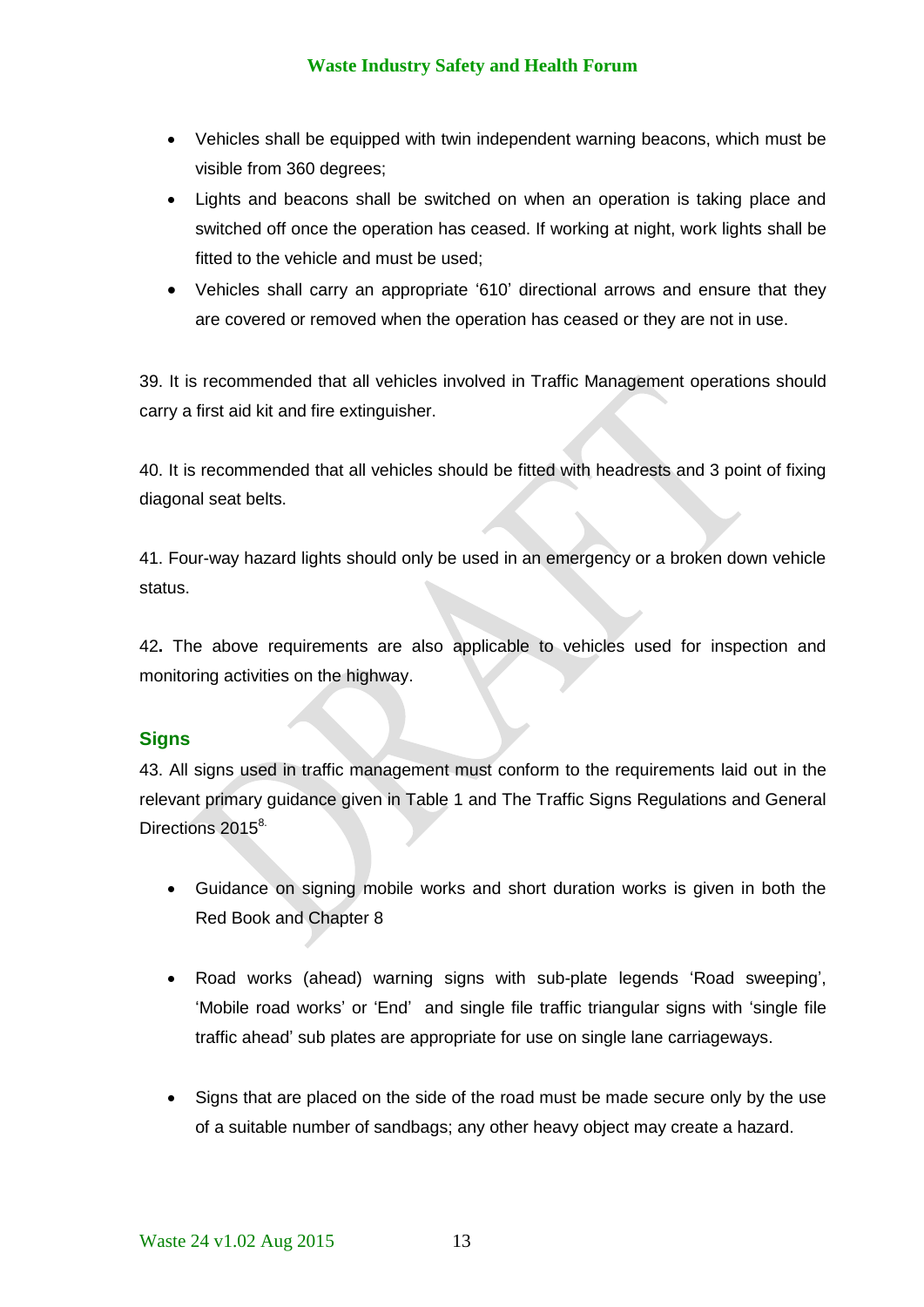- Vehicles shall be equipped with twin independent warning beacons, which must be visible from 360 degrees;
- Lights and beacons shall be switched on when an operation is taking place and switched off once the operation has ceased. If working at night, work lights shall be fitted to the vehicle and must be used;
- Vehicles shall carry an appropriate '610' directional arrows and ensure that they are covered or removed when the operation has ceased or they are not in use.

39. It is recommended that all vehicles involved in Traffic Management operations should carry a first aid kit and fire extinguisher.

40. It is recommended that all vehicles should be fitted with headrests and 3 point of fixing diagonal seat belts.

41. Four-way hazard lights should only be used in an emergency or a broken down vehicle status.

42**.** The above requirements are also applicable to vehicles used for inspection and monitoring activities on the highway.

## Signs

43. All signs used in traffic management must conform to the requirements laid out in the relevant primary guidance given in Table 1 and The Traffic Signs Regulations and General Directions 2015[8.]

- Guidance on signing mobile works and short duration works is given in both the Red Book and Chapter 8

- Road works (ahead) warning signs with sub-plate legends 'Road sweeping', 'Mobile road works' or 'End' and single file traffic triangular signs with 'single file traffic ahead' sub plates are appropriate for use on single lane carriageways.

- Signs that are placed on the side of the road must be made secure only by the use of a suitable number of sandbags; any other heavy object may create a hazard.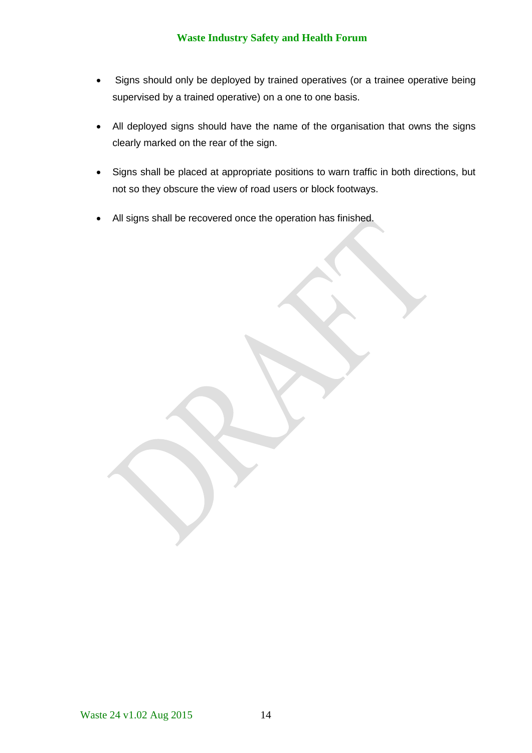- Signs should only be deployed by trained operatives (or a trainee operative being supervised by a trained operative) on a one to one basis.

- All deployed signs should have the name of the organisation that owns the signs clearly marked on the rear of the sign.

- Signs shall be placed at appropriate positions to warn traffic in both directions, but not so they obscure the view of road users or block footways.

- All signs shall be recovered once the operation has finished.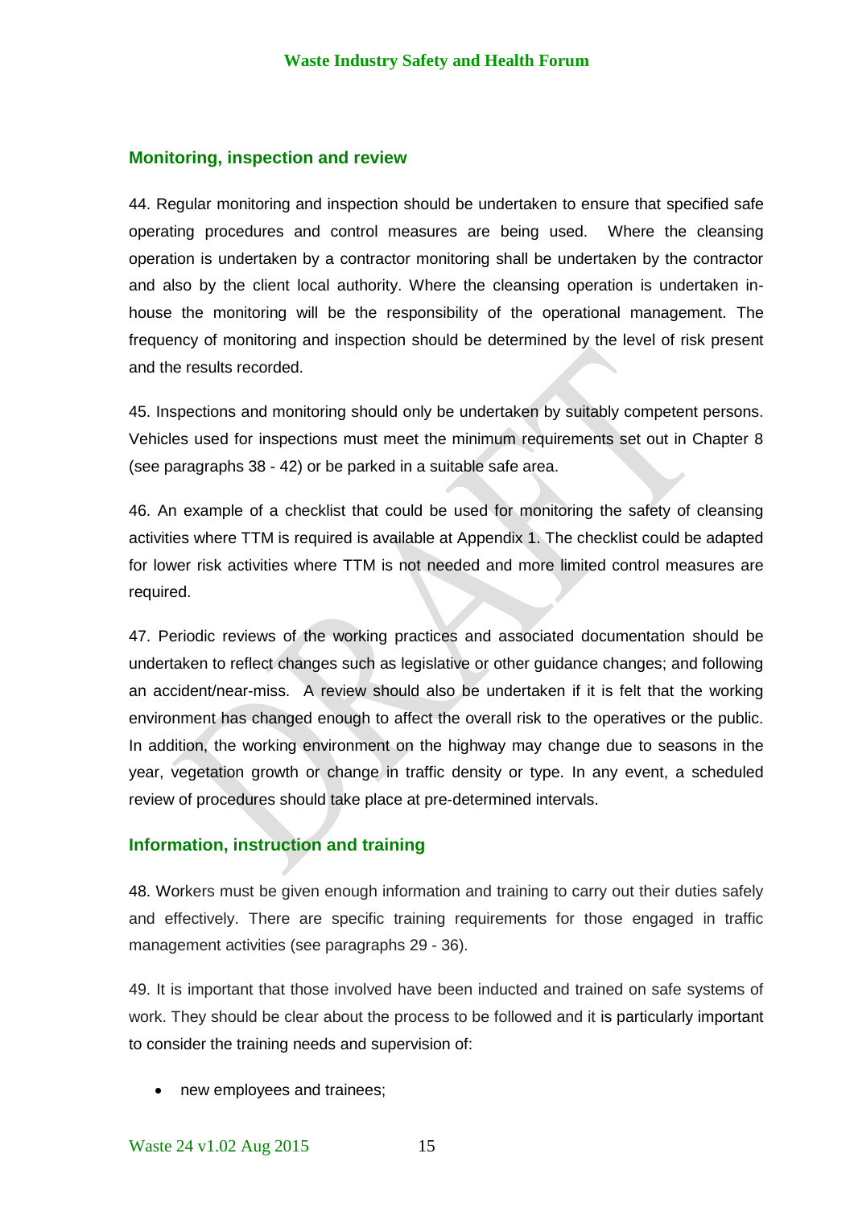## Monitoring, inspection and review

44. Regular monitoring and inspection should be undertaken to ensure that specified safe operating procedures and control measures are being used. Where the cleansing operation is undertaken by a contractor monitoring shall be undertaken by the contractor and also by the client local authority. Where the cleansing operation is undertaken in-house the monitoring will be the responsibility of the operational management. The frequency of monitoring and inspection should be determined by the level of risk present and the results recorded.

45. Inspections and monitoring should only be undertaken by suitably competent persons. Vehicles used for inspections must meet the minimum requirements set out in Chapter 8 (see paragraphs 38 - 42) or be parked in a suitable safe area.

46. An example of a checklist that could be used for monitoring the safety of cleansing activities where TTM is required is available at Appendix 1. The checklist could be adapted for lower risk activities where TTM is not needed and more limited control measures are required.

47. Periodic reviews of the working practices and associated documentation should be undertaken to reflect changes such as legislative or other guidance changes; and following an accident/near-miss. A review should also be undertaken if it is felt that the working environment has changed enough to affect the overall risk to the operatives or the public. In addition, the working environment on the highway may change due to seasons in the year, vegetation growth or change in traffic density or type. In any event, a scheduled review of procedures should take place at pre-determined intervals.

## Information, instruction and training

48. Workers must be given enough information and training to carry out their duties safely and effectively. There are specific training requirements for those engaged in traffic management activities (see paragraphs 29 - 36).

49. It is important that those involved have been inducted and trained on safe systems of work. They should be clear about the process to be followed and it is particularly important to consider the training needs and supervision of:

- new employees and trainees;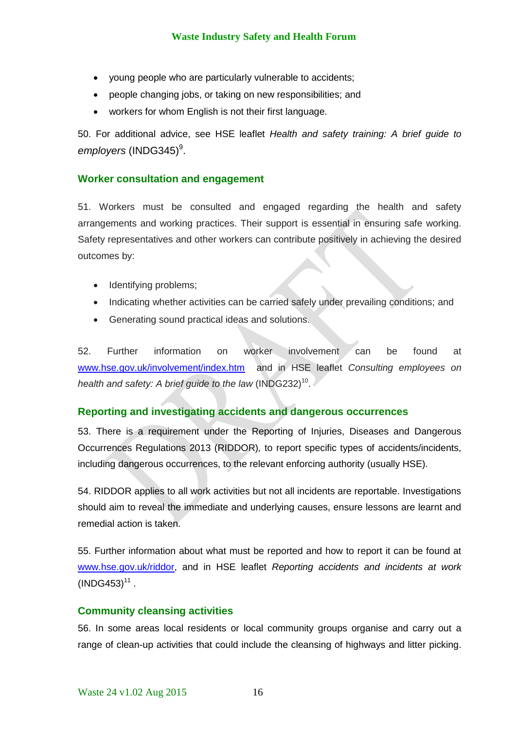- young people who are particularly vulnerable to accidents;
- people changing jobs, or taking on new responsibilities; and
- workers for whom English is not their first language.

50. For additional advice, see HSE leaflet *Health and safety training: A brief guide to employers* (INDG345)[9].

## Worker consultation and engagement

51. Workers must be consulted and engaged regarding the health and safety arrangements and working practices. Their support is essential in ensuring safe working. Safety representatives and other workers can contribute positively in achieving the desired outcomes by:

- Identifying problems;
- Indicating whether activities can be carried safely under prevailing conditions; and
- Generating sound practical ideas and solutions.

52. Further information on worker involvement can be found at www.hse.gov.uk/involvement/index.htm and in HSE leaflet *Consulting employees on health and safety: A brief guide to the law* (INDG232)[10].

## Reporting and investigating accidents and dangerous occurrences

53. There is a requirement under the Reporting of Injuries, Diseases and Dangerous Occurrences Regulations 2013 (RIDDOR), to report specific types of accidents/incidents, including dangerous occurrences, to the relevant enforcing authority (usually HSE).

54. RIDDOR applies to all work activities but not all incidents are reportable. Investigations should aim to reveal the immediate and underlying causes, ensure lessons are learnt and remedial action is taken.

55. Further information about what must be reported and how to report it can be found at www.hse.gov.uk/riddor, and in HSE leaflet *Reporting accidents and incidents at work* (INDG453)[11] .

## Community cleansing activities

56. In some areas local residents or local community groups organise and carry out a range of clean-up activities that could include the cleansing of highways and litter picking.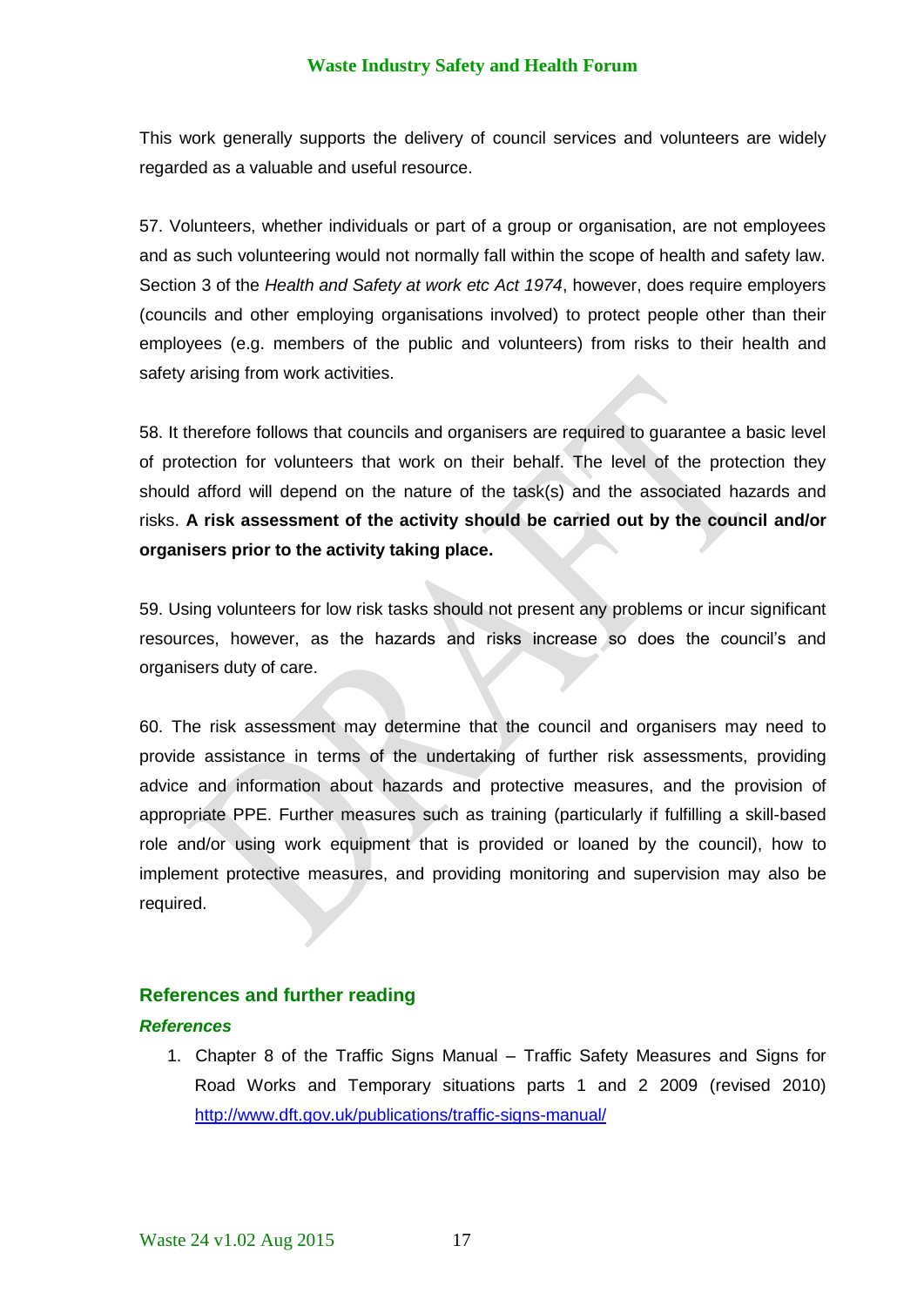This work generally supports the delivery of council services and volunteers are widely regarded as a valuable and useful resource.

57. Volunteers, whether individuals or part of a group or organisation, are not employees and as such volunteering would not normally fall within the scope of health and safety law. Section 3 of the *Health and Safety at work etc Act 1974*, however, does require employers (councils and other employing organisations involved) to protect people other than their employees (e.g. members of the public and volunteers) from risks to their health and safety arising from work activities.

58. It therefore follows that councils and organisers are required to guarantee a basic level of protection for volunteers that work on their behalf. The level of the protection they should afford will depend on the nature of the task(s) and the associated hazards and risks. **A risk assessment of the activity should be carried out by the council and/or organisers prior to the activity taking place.**

59. Using volunteers for low risk tasks should not present any problems or incur significant resources, however, as the hazards and risks increase so does the council's and organisers duty of care.

60. The risk assessment may determine that the council and organisers may need to provide assistance in terms of the undertaking of further risk assessments, providing advice and information about hazards and protective measures, and the provision of appropriate PPE. Further measures such as training (particularly if fulfilling a skill-based role and/or using work equipment that is provided or loaned by the council), how to implement protective measures, and providing monitoring and supervision may also be required.

## References and further reading

### *References*

1. Chapter 8 of the Traffic Signs Manual – Traffic Safety Measures and Signs for Road Works and Temporary situations parts 1 and 2 2009 (revised 2010) http://www.dft.gov.uk/publications/traffic-signs-manual/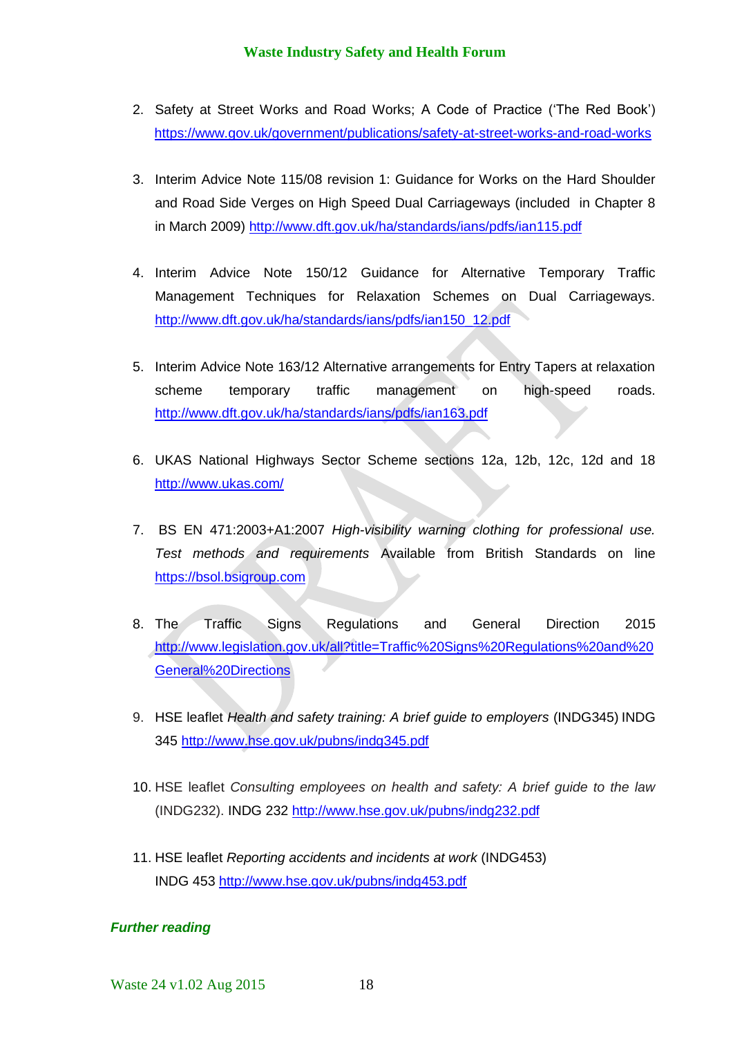2. Safety at Street Works and Road Works; A Code of Practice ('The Red Book') https://www.gov.uk/government/publications/safety-at-street-works-and-road-works

3. Interim Advice Note 115/08 revision 1: Guidance for Works on the Hard Shoulder and Road Side Verges on High Speed Dual Carriageways (included in Chapter 8 in March 2009) http://www.dft.gov.uk/ha/standards/ians/pdfs/ian115.pdf

4. Interim Advice Note 150/12 Guidance for Alternative Temporary Traffic Management Techniques for Relaxation Schemes on Dual Carriageways. http://www.dft.gov.uk/ha/standards/ians/pdfs/ian150_12.pdf

5. Interim Advice Note 163/12 Alternative arrangements for Entry Tapers at relaxation scheme temporary traffic management on high-speed roads. http://www.dft.gov.uk/ha/standards/ians/pdfs/ian163.pdf

6. UKAS National Highways Sector Scheme sections 12a, 12b, 12c, 12d and 18 http://www.ukas.com/

7. BS EN 471:2003+A1:2007 *High-visibility warning clothing for professional use. Test methods and requirements* Available from British Standards on line https://bsol.bsigroup.com

8. The Traffic Signs Regulations and General Direction 2015 http://www.legislation.gov.uk/all?title=Traffic%20Signs%20Regulations%20and%20General%20Directions

9. HSE leaflet *Health and safety training: A brief guide to employers* (INDG345) INDG 345 http://www.hse.gov.uk/pubns/indg345.pdf

10. HSE leaflet *Consulting employees on health and safety: A brief guide to the law* (INDG232). INDG 232 http://www.hse.gov.uk/pubns/indg232.pdf

11. HSE leaflet *Reporting accidents and incidents at work* (INDG453) INDG 453 http://www.hse.gov.uk/pubns/indg453.pdf

***Further reading***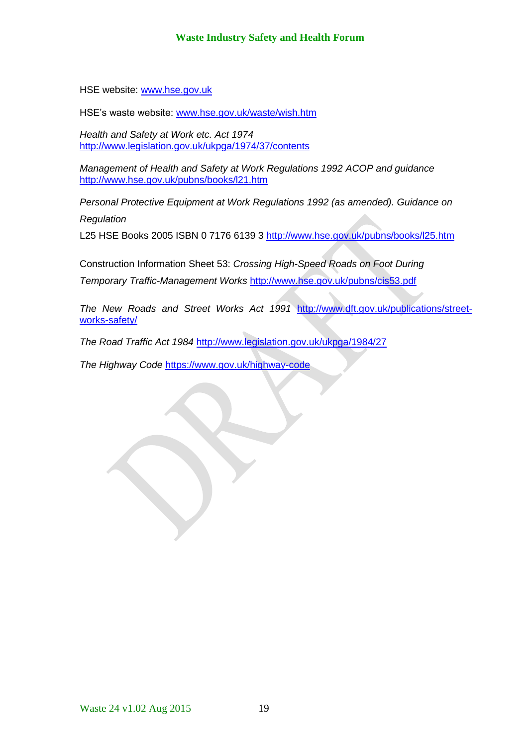HSE website: [www.hse.gov.uk](http://www.hse.gov.uk)

HSE's waste website: [www.hse.gov.uk/waste/wish.htm](http://www.hse.gov.uk/waste/wish.htm)

*Health and Safety at Work etc. Act 1974*
[http://www.legislation.gov.uk/ukpga/1974/37/contents](http://www.legislation.gov.uk/ukpga/1974/37/contents)

*Management of Health and Safety at Work Regulations 1992 ACOP and guidance*
[http://www.hse.gov.uk/pubns/books/l21.htm](http://www.hse.gov.uk/pubns/books/l21.htm)

*Personal Protective Equipment at Work Regulations 1992 (as amended). Guidance on Regulation*

L25 HSE Books 2005 ISBN 0 7176 6139 3 [http://www.hse.gov.uk/pubns/books/l25.htm](http://www.hse.gov.uk/pubns/books/l25.htm)

Construction Information Sheet 53: *Crossing High-Speed Roads on Foot During Temporary Traffic-Management Works* [http://www.hse.gov.uk/pubns/cis53.pdf](http://www.hse.gov.uk/pubns/cis53.pdf)

*The New Roads and Street Works Act 1991* [http://www.dft.gov.uk/publications/street-works-safety/](http://www.dft.gov.uk/publications/street-works-safety/)

*The Road Traffic Act 1984* [http://www.legislation.gov.uk/ukpga/1984/27](http://www.legislation.gov.uk/ukpga/1984/27)

*The Highway Code* [https://www.gov.uk/highway-code](https://www.gov.uk/highway-code)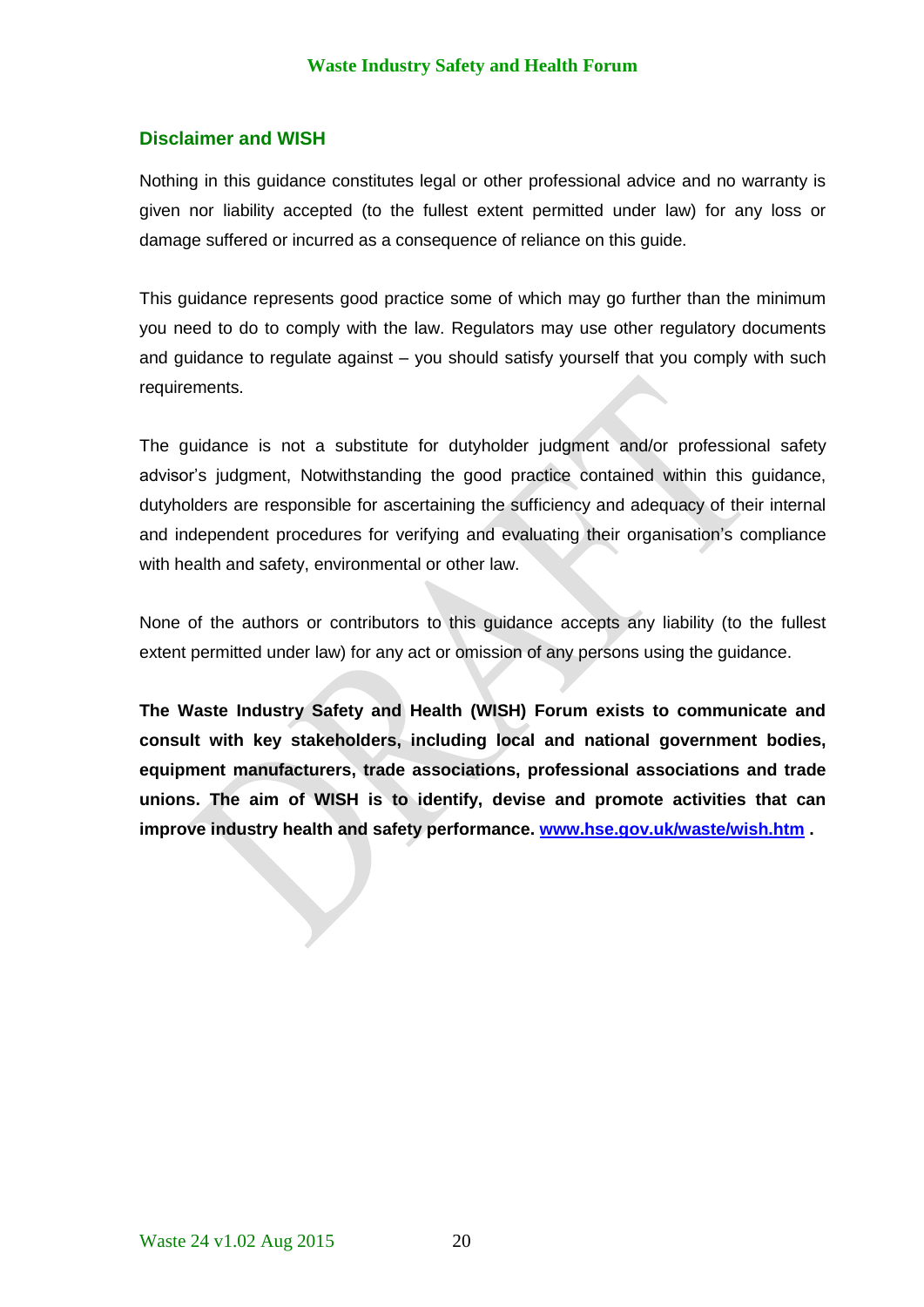## Disclaimer and WISH

Nothing in this guidance constitutes legal or other professional advice and no warranty is given nor liability accepted (to the fullest extent permitted under law) for any loss or damage suffered or incurred as a consequence of reliance on this guide.

This guidance represents good practice some of which may go further than the minimum you need to do to comply with the law. Regulators may use other regulatory documents and guidance to regulate against – you should satisfy yourself that you comply with such requirements.

The guidance is not a substitute for dutyholder judgment and/or professional safety advisor's judgment, Notwithstanding the good practice contained within this guidance, dutyholders are responsible for ascertaining the sufficiency and adequacy of their internal and independent procedures for verifying and evaluating their organisation's compliance with health and safety, environmental or other law.

None of the authors or contributors to this guidance accepts any liability (to the fullest extent permitted under law) for any act or omission of any persons using the guidance.

**The Waste Industry Safety and Health (WISH) Forum exists to communicate and consult with key stakeholders, including local and national government bodies, equipment manufacturers, trade associations, professional associations and trade unions. The aim of WISH is to identify, devise and promote activities that can improve industry health and safety performance. [www.hse.gov.uk/waste/wish.htm](www.hse.gov.uk/waste/wish.htm) .**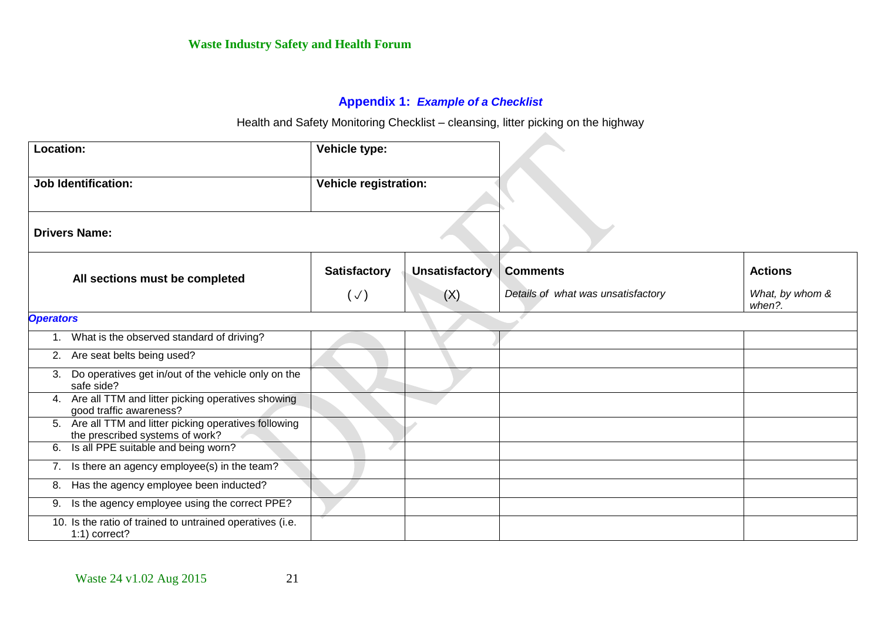## Appendix 1: *Example of a Checklist*

Health and Safety Monitoring Checklist – cleansing, litter picking on the highway

| **Location:** | **Vehicle type:** |
|---|---|
| **Job Identification:** | **Vehicle registration:** |
| **Drivers Name:** | |

| **All sections must be completed** | **Satisfactory** (✓) | **Unsatisfactory** (X) | **Comments** *Details of what was unsatisfactory* | **Actions** *What, by whom & when?.* |
|---|---|---|---|---|
| ***Operators*** | | | | |
| 1. What is the observed standard of driving? | | | | |
| 2. Are seat belts being used? | | | | |
| 3. Do operatives get in/out of the vehicle only on the safe side? | | | | |
| 4. Are all TTM and litter picking operatives showing good traffic awareness? | | | | |
| 5. Are all TTM and litter picking operatives following the prescribed systems of work? | | | | |
| 6. Is all PPE suitable and being worn? | | | | |
| 7. Is there an agency employee(s) in the team? | | | | |
| 8. Has the agency employee been inducted? | | | | |
| 9. Is the agency employee using the correct PPE? | | | | |
| 10. Is the ratio of trained to untrained operatives (i.e. 1:1) correct? | | | | |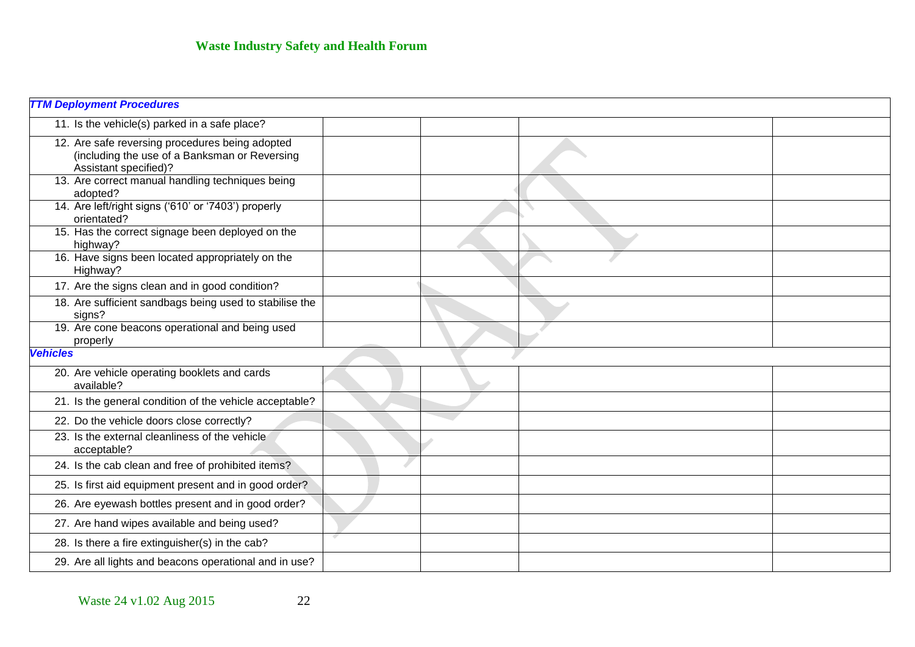| *TTM Deployment Procedures* | | | | |
|---|---|---|---|---|
| 11. Is the vehicle(s) parked in a safe place? | | | | |
| 12. Are safe reversing procedures being adopted (including the use of a Banksman or Reversing Assistant specified)? | | | | |
| 13. Are correct manual handling techniques being adopted? | | | | |
| 14. Are left/right signs ('610' or '7403') properly orientated? | | | | |
| 15. Has the correct signage been deployed on the highway? | | | | |
| 16. Have signs been located appropriately on the Highway? | | | | |
| 17. Are the signs clean and in good condition? | | | | |
| 18. Are sufficient sandbags being used to stabilise the signs? | | | | |
| 19. Are cone beacons operational and being used properly | | | | |
| *Vehicles* | | | | |
| 20. Are vehicle operating booklets and cards available? | | | | |
| 21. Is the general condition of the vehicle acceptable? | | | | |
| 22. Do the vehicle doors close correctly? | | | | |
| 23. Is the external cleanliness of the vehicle acceptable? | | | | |
| 24. Is the cab clean and free of prohibited items? | | | | |
| 25. Is first aid equipment present and in good order? | | | | |
| 26. Are eyewash bottles present and in good order? | | | | |
| 27. Are hand wipes available and being used? | | | | |
| 28. Is there a fire extinguisher(s) in the cab? | | | | |
| 29. Are all lights and beacons operational and in use? | | | | |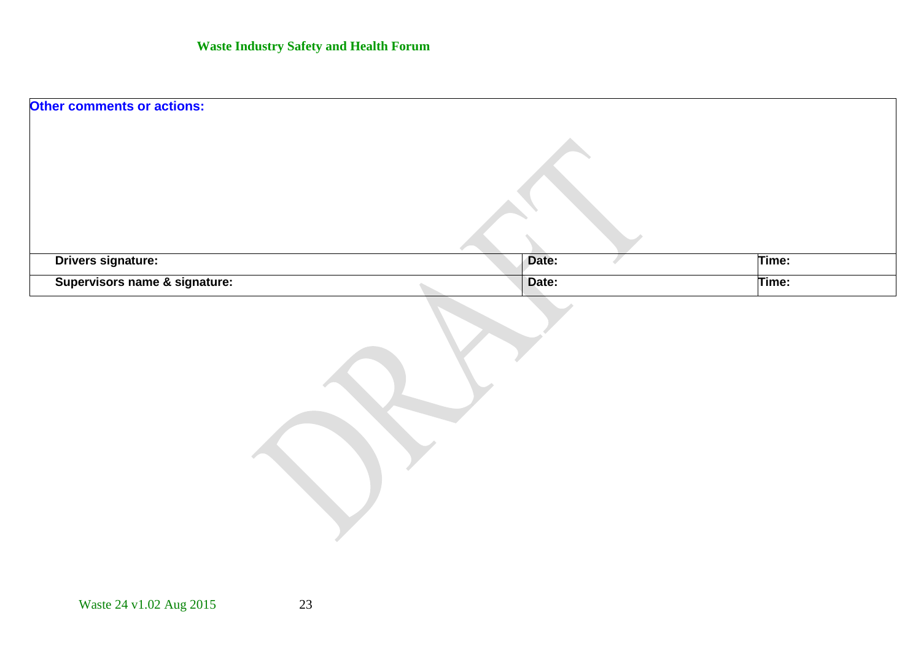| | | |
|---|---|---|
| **Other comments or actions:** | | |
| **Drivers signature:** | **Date:** | **Time:** |
| **Supervisors name & signature:** | **Date:** | **Time:** |